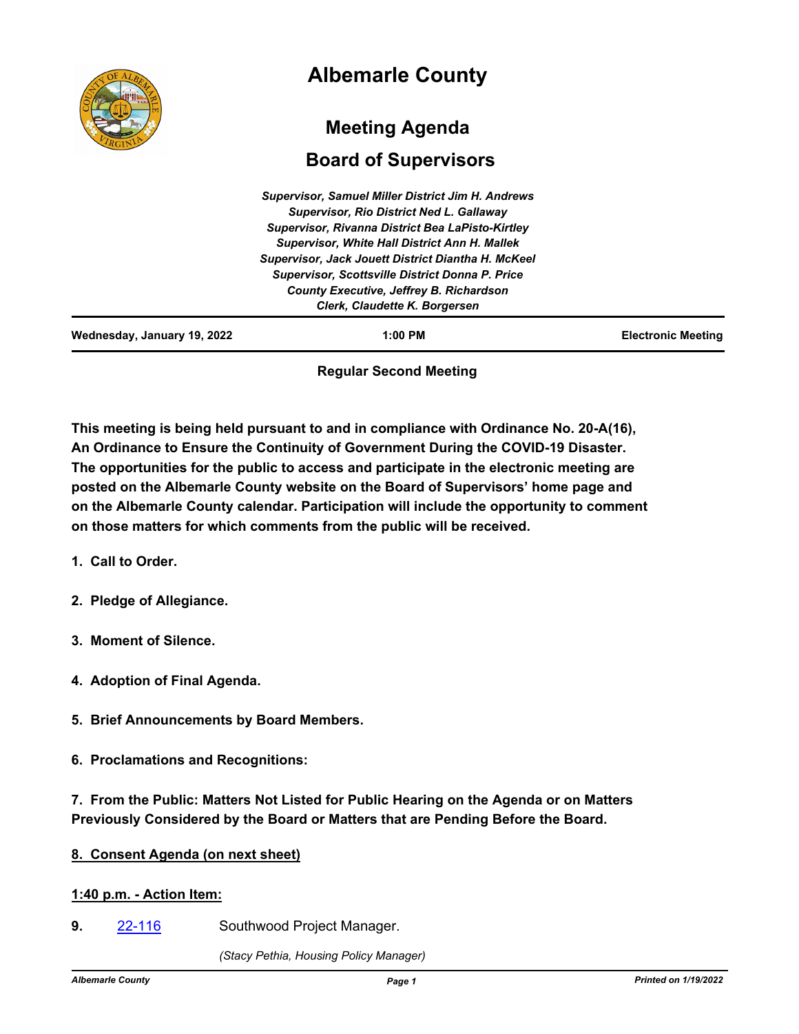# Albemarle County

## Meeting Agenda

## Board of Supervisors

*Supervisor, Samuel Miller District Jim H. Andrews*
*Supervisor, Rio District Ned L. Gallaway*
*Supervisor, Rivanna District Bea LaPisto-Kirtley*
*Supervisor, White Hall District Ann H. Mallek*
*Supervisor, Jack Jouett District Diantha H. McKeel*
*Supervisor, Scottsville District Donna P. Price*
*County Executive, Jeffrey B. Richardson*
*Clerk, Claudette K. Borgersen*

| Wednesday, January 19, 2022 | 1:00 PM | Electronic Meeting |
|---|---|---|

**Regular Second Meeting**

**This meeting is being held pursuant to and in compliance with Ordinance No. 20-A(16), An Ordinance to Ensure the Continuity of Government During the COVID-19 Disaster. The opportunities for the public to access and participate in the electronic meeting are posted on the Albemarle County website on the Board of Supervisors' home page and on the Albemarle County calendar. Participation will include the opportunity to comment on those matters for which comments from the public will be received.**

**1. Call to Order.**

**2. Pledge of Allegiance.**

**3. Moment of Silence.**

**4. Adoption of Final Agenda.**

**5. Brief Announcements by Board Members.**

**6. Proclamations and Recognitions:**

**7. From the Public: Matters Not Listed for Public Hearing on the Agenda or on Matters Previously Considered by the Board or Matters that are Pending Before the Board.**

**8. Consent Agenda (on next sheet)**

**1:40 p.m. - Action Item:**

**9.** 22-116 Southwood Project Manager.

*(Stacy Pethia, Housing Policy Manager)*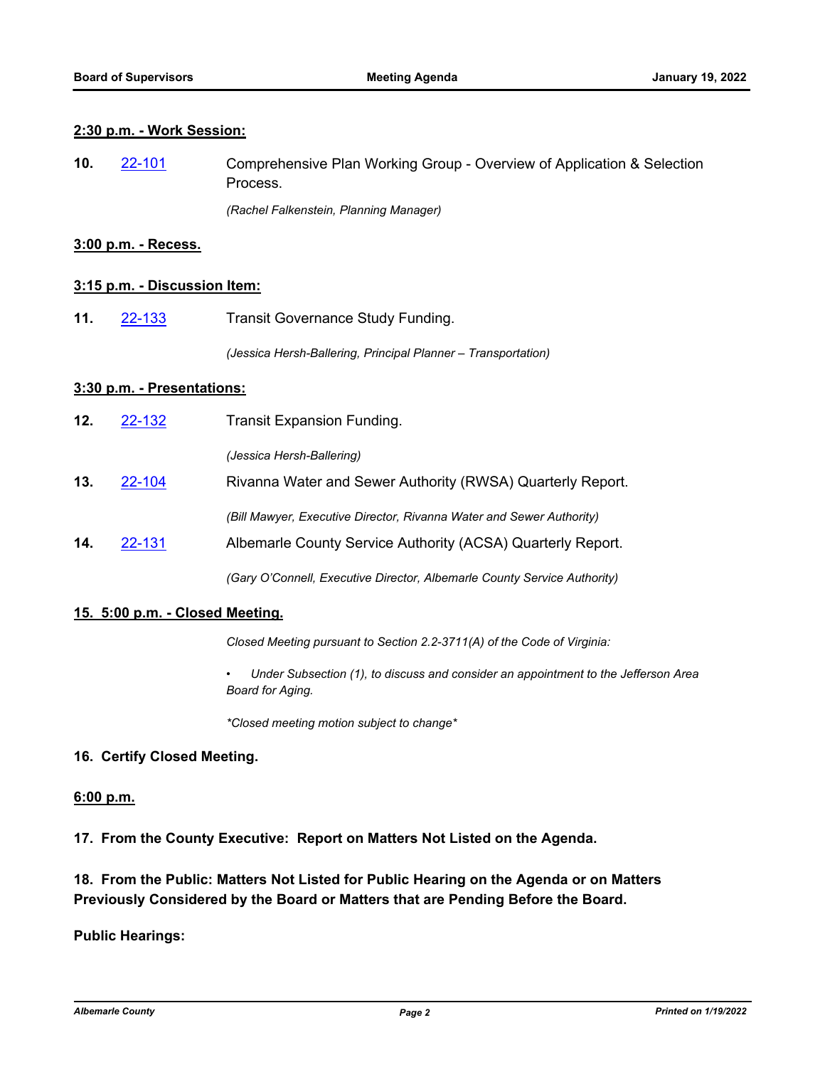**2:30 p.m. - Work Session:**

**10.** 22-101 Comprehensive Plan Working Group - Overview of Application & Selection Process.

*(Rachel Falkenstein, Planning Manager)*

**3:00 p.m. - Recess.**

**3:15 p.m. - Discussion Item:**

**11.** 22-133 Transit Governance Study Funding.

*(Jessica Hersh-Ballering, Principal Planner – Transportation)*

**3:30 p.m. - Presentations:**

**12.** 22-132 Transit Expansion Funding.

*(Jessica Hersh-Ballering)*

**13.** 22-104 Rivanna Water and Sewer Authority (RWSA) Quarterly Report.

*(Bill Mawyer, Executive Director, Rivanna Water and Sewer Authority)*

**14.** 22-131 Albemarle County Service Authority (ACSA) Quarterly Report.

*(Gary O'Connell, Executive Director, Albemarle County Service Authority)*

**15. 5:00 p.m. - Closed Meeting.**

*Closed Meeting pursuant to Section 2.2-3711(A) of the Code of Virginia:*

- *Under Subsection (1), to discuss and consider an appointment to the Jefferson Area Board for Aging.*

*\*Closed meeting motion subject to change\**

**16. Certify Closed Meeting.**

**6:00 p.m.**

**17. From the County Executive: Report on Matters Not Listed on the Agenda.**

**18. From the Public: Matters Not Listed for Public Hearing on the Agenda or on Matters Previously Considered by the Board or Matters that are Pending Before the Board.**

**Public Hearings:**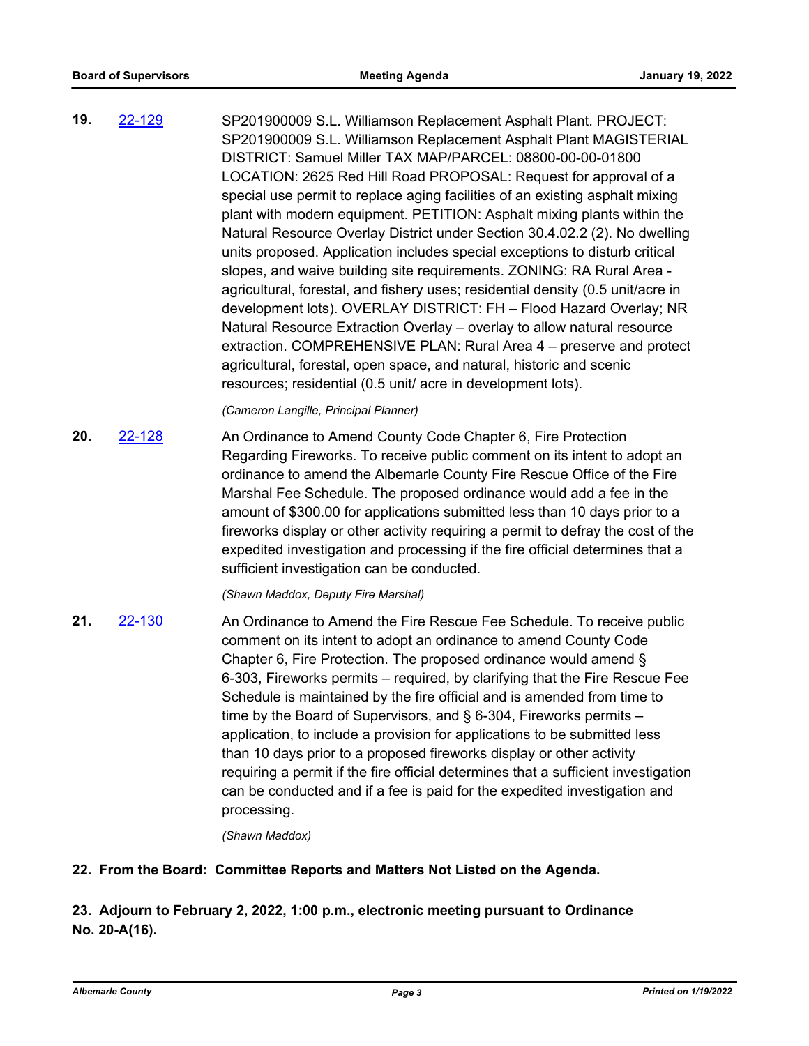**19.** [22-129](22-129) SP201900009 S.L. Williamson Replacement Asphalt Plant. PROJECT: SP201900009 S.L. Williamson Replacement Asphalt Plant MAGISTERIAL DISTRICT: Samuel Miller TAX MAP/PARCEL: 08800-00-00-01800 LOCATION: 2625 Red Hill Road PROPOSAL: Request for approval of a special use permit to replace aging facilities of an existing asphalt mixing plant with modern equipment. PETITION: Asphalt mixing plants within the Natural Resource Overlay District under Section 30.4.02.2 (2). No dwelling units proposed. Application includes special exceptions to disturb critical slopes, and waive building site requirements. ZONING: RA Rural Area - agricultural, forestal, and fishery uses; residential density (0.5 unit/acre in development lots). OVERLAY DISTRICT: FH – Flood Hazard Overlay; NR Natural Resource Extraction Overlay – overlay to allow natural resource extraction. COMPREHENSIVE PLAN: Rural Area 4 – preserve and protect agricultural, forestal, open space, and natural, historic and scenic resources; residential (0.5 unit/ acre in development lots).

*(Cameron Langille, Principal Planner)*

**20.** [22-128](22-128) An Ordinance to Amend County Code Chapter 6, Fire Protection Regarding Fireworks. To receive public comment on its intent to adopt an ordinance to amend the Albemarle County Fire Rescue Office of the Fire Marshal Fee Schedule. The proposed ordinance would add a fee in the amount of $300.00 for applications submitted less than 10 days prior to a fireworks display or other activity requiring a permit to defray the cost of the expedited investigation and processing if the fire official determines that a sufficient investigation can be conducted.

*(Shawn Maddox, Deputy Fire Marshal)*

**21.** [22-130](22-130) An Ordinance to Amend the Fire Rescue Fee Schedule. To receive public comment on its intent to adopt an ordinance to amend County Code Chapter 6, Fire Protection. The proposed ordinance would amend § 6-303, Fireworks permits – required, by clarifying that the Fire Rescue Fee Schedule is maintained by the fire official and is amended from time to time by the Board of Supervisors, and § 6-304, Fireworks permits – application, to include a provision for applications to be submitted less than 10 days prior to a proposed fireworks display or other activity requiring a permit if the fire official determines that a sufficient investigation can be conducted and if a fee is paid for the expedited investigation and processing.

*(Shawn Maddox)*

**22. From the Board: Committee Reports and Matters Not Listed on the Agenda.**

**23. Adjourn to February 2, 2022, 1:00 p.m., electronic meeting pursuant to Ordinance No. 20-A(16).**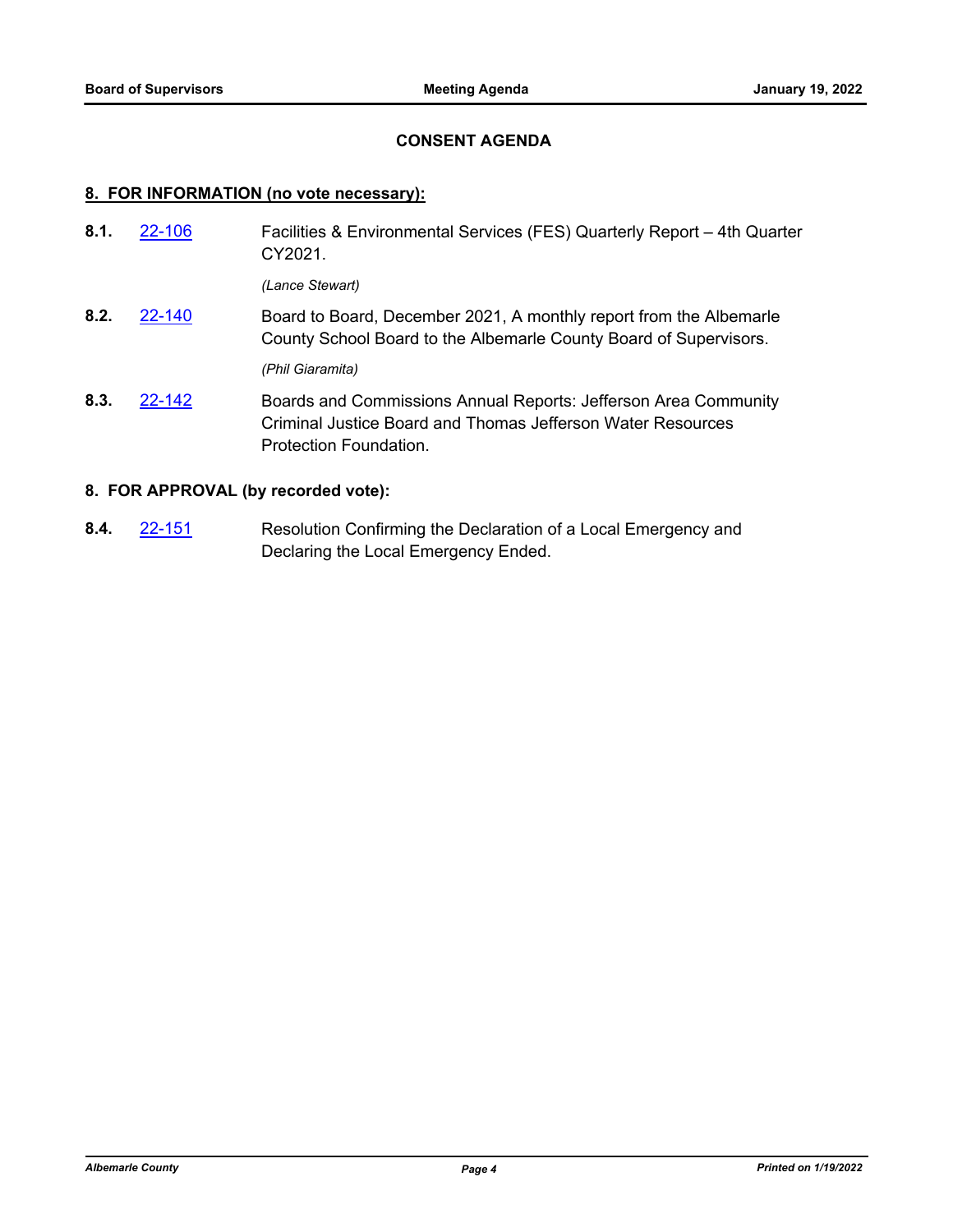## CONSENT AGENDA

### 8. FOR INFORMATION (no vote necessary):

**8.1.** 22-106 Facilities & Environmental Services (FES) Quarterly Report – 4th Quarter CY2021.

*(Lance Stewart)*

**8.2.** 22-140 Board to Board, December 2021, A monthly report from the Albemarle County School Board to the Albemarle County Board of Supervisors.

*(Phil Giaramita)*

**8.3.** 22-142 Boards and Commissions Annual Reports: Jefferson Area Community Criminal Justice Board and Thomas Jefferson Water Resources Protection Foundation.

### 8. FOR APPROVAL (by recorded vote):

**8.4.** 22-151 Resolution Confirming the Declaration of a Local Emergency and Declaring the Local Emergency Ended.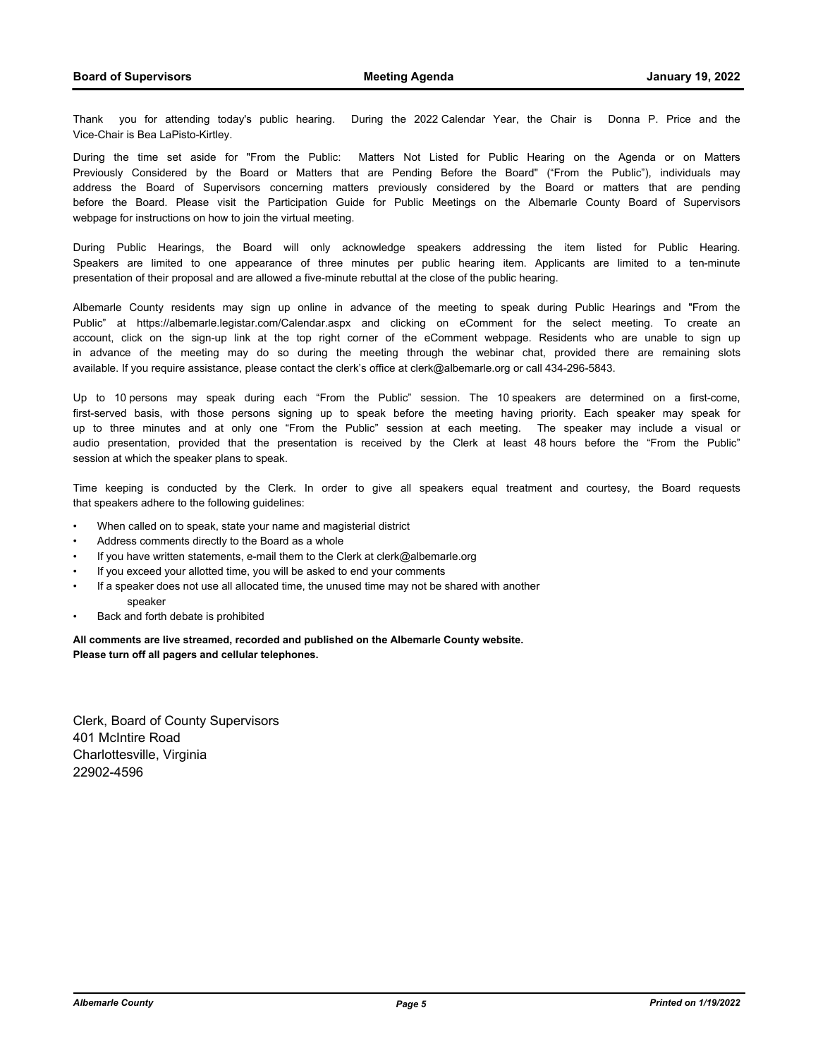Thank you for attending today's public hearing. During the 2022 Calendar Year, the Chair is Donna P. Price and the Vice-Chair is Bea LaPisto-Kirtley.

During the time set aside for "From the Public: Matters Not Listed for Public Hearing on the Agenda or on Matters Previously Considered by the Board or Matters that are Pending Before the Board" ("From the Public"), individuals may address the Board of Supervisors concerning matters previously considered by the Board or matters that are pending before the Board. Please visit the Participation Guide for Public Meetings on the Albemarle County Board of Supervisors webpage for instructions on how to join the virtual meeting.

During Public Hearings, the Board will only acknowledge speakers addressing the item listed for Public Hearing. Speakers are limited to one appearance of three minutes per public hearing item. Applicants are limited to a ten-minute presentation of their proposal and are allowed a five-minute rebuttal at the close of the public hearing.

Albemarle County residents may sign up online in advance of the meeting to speak during Public Hearings and "From the Public" at https://albemarle.legistar.com/Calendar.aspx and clicking on eComment for the select meeting. To create an account, click on the sign-up link at the top right corner of the eComment webpage. Residents who are unable to sign up in advance of the meeting may do so during the meeting through the webinar chat, provided there are remaining slots available. If you require assistance, please contact the clerk's office at clerk@albemarle.org or call 434-296-5843.

Up to 10 persons may speak during each "From the Public" session. The 10 speakers are determined on a first-come, first-served basis, with those persons signing up to speak before the meeting having priority. Each speaker may speak for up to three minutes and at only one "From the Public" session at each meeting. The speaker may include a visual or audio presentation, provided that the presentation is received by the Clerk at least 48 hours before the "From the Public" session at which the speaker plans to speak.

Time keeping is conducted by the Clerk. In order to give all speakers equal treatment and courtesy, the Board requests that speakers adhere to the following guidelines:

- When called on to speak, state your name and magisterial district
- Address comments directly to the Board as a whole
- If you have written statements, e-mail them to the Clerk at clerk@albemarle.org
- If you exceed your allotted time, you will be asked to end your comments
- If a speaker does not use all allocated time, the unused time may not be shared with another speaker
- Back and forth debate is prohibited

**All comments are live streamed, recorded and published on the Albemarle County website.**
**Please turn off all pagers and cellular telephones.**

Clerk, Board of County Supervisors
401 McIntire Road
Charlottesville, Virginia
22902-4596